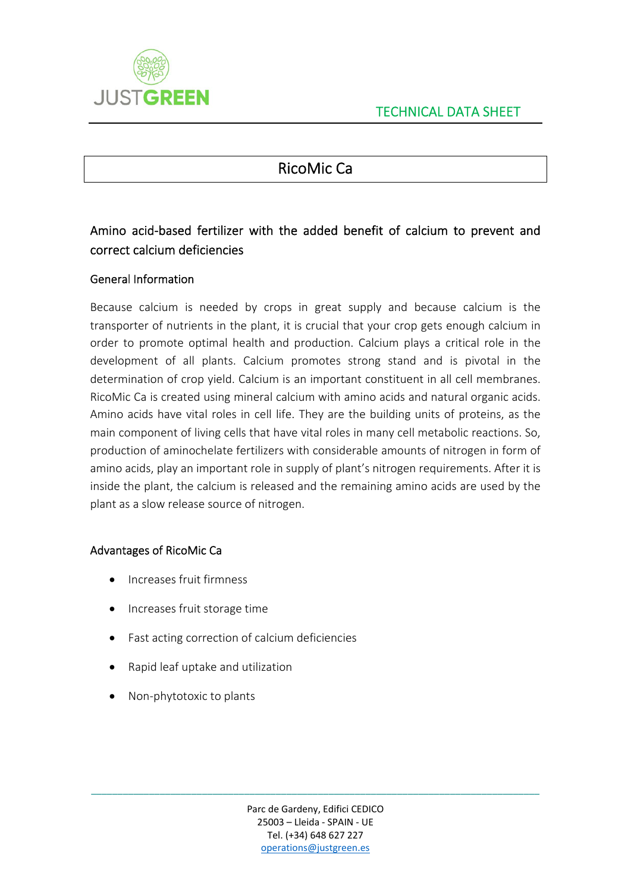JUSTGREEN

TECHNICAL DATA SHEET

# RicoMic Ca

## Amino acid-based fertilizer with the added benefit of calcium to prevent and correct calcium deficiencies

### General Information

Because calcium is needed by crops in great supply and because calcium is the transporter of nutrients in the plant, it is crucial that your crop gets enough calcium in order to promote optimal health and production. Calcium plays a critical role in the development of all plants. Calcium promotes strong stand and is pivotal in the determination of crop yield. Calcium is an important constituent in all cell membranes. RicoMic Ca is created using mineral calcium with amino acids and natural organic acids. Amino acids have vital roles in cell life. They are the building units of proteins, as the main component of living cells that have vital roles in many cell metabolic reactions. So, production of aminochelate fertilizers with considerable amounts of nitrogen in form of amino acids, play an important role in supply of plant's nitrogen requirements. After it is inside the plant, the calcium is released and the remaining amino acids are used by the plant as a slow release source of nitrogen.

### Advantages of RicoMic Ca

- Increases fruit firmness
- Increases fruit storage time
- Fast acting correction of calcium deficiencies
- Rapid leaf uptake and utilization
- Non-phytotoxic to plants

Parc de Gardeny, Edifici CEDICO
25003 – Lleida - SPAIN - UE
Tel. (+34) 648 627 227
operations@justgreen.es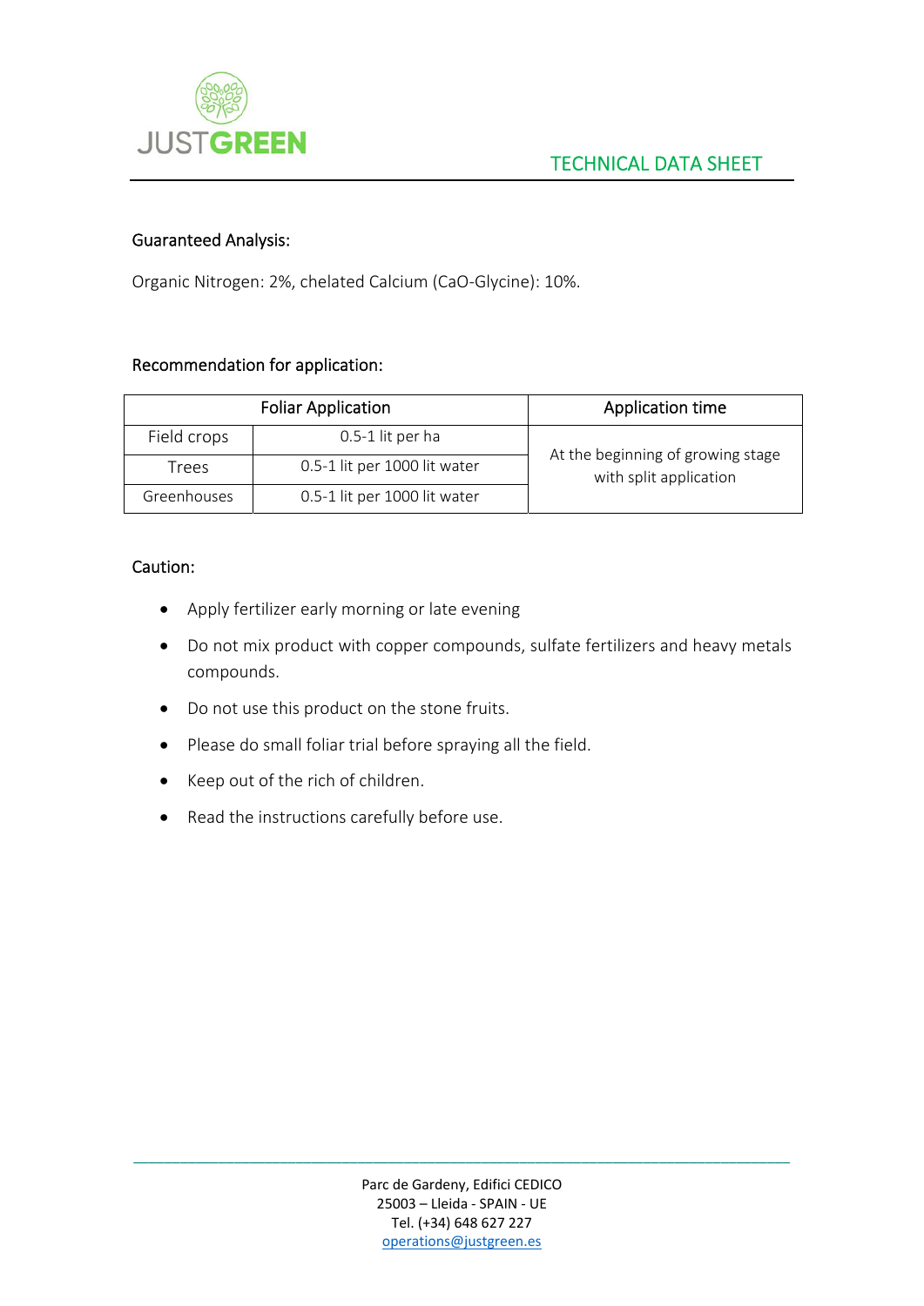JUSTGREEN

TECHNICAL DATA SHEET

### Guaranteed Analysis:

Organic Nitrogen: 2%, chelated Calcium (CaO-Glycine): 10%.

### Recommendation for application:

| Foliar Application | | Application time |
|---|---|---|
| Field crops | 0.5-1 lit per ha | At the beginning of growing stage with split application |
| Trees | 0.5-1 lit per 1000 lit water | |
| Greenhouses | 0.5-1 lit per 1000 lit water | |

### Caution:

- Apply fertilizer early morning or late evening
- Do not mix product with copper compounds, sulfate fertilizers and heavy metals compounds.
- Do not use this product on the stone fruits.
- Please do small foliar trial before spraying all the field.
- Keep out of the rich of children.
- Read the instructions carefully before use.

Parc de Gardeny, Edifici CEDICO
25003 – Lleida - SPAIN - UE
Tel. (+34) 648 627 227
operations@justgreen.es